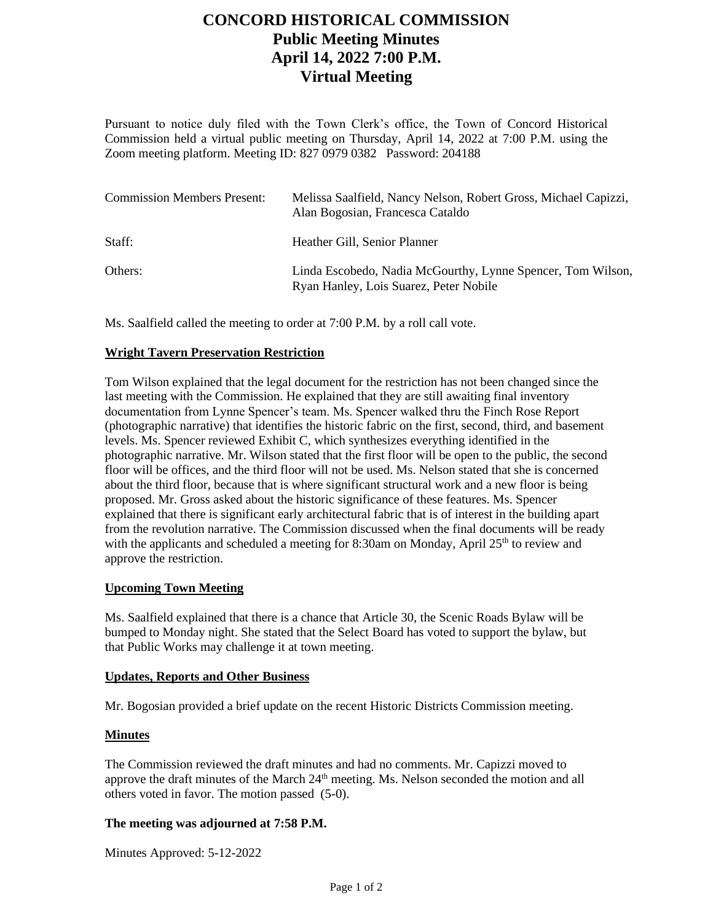# CONCORD HISTORICAL COMMISSION
# Public Meeting Minutes
# April 14, 2022 7:00 P.M.
# Virtual Meeting

Pursuant to notice duly filed with the Town Clerk's office, the Town of Concord Historical Commission held a virtual public meeting on Thursday, April 14, 2022 at 7:00 P.M. using the Zoom meeting platform. Meeting ID: 827 0979 0382 Password: 204188

| | |
|---|---|
| Commission Members Present: | Melissa Saalfield, Nancy Nelson, Robert Gross, Michael Capizzi, Alan Bogosian, Francesca Cataldo |
| Staff: | Heather Gill, Senior Planner |
| Others: | Linda Escobedo, Nadia McGourthy, Lynne Spencer, Tom Wilson, Ryan Hanley, Lois Suarez, Peter Nobile |

Ms. Saalfield called the meeting to order at 7:00 P.M. by a roll call vote.

**Wright Tavern Preservation Restriction**

Tom Wilson explained that the legal document for the restriction has not been changed since the last meeting with the Commission. He explained that they are still awaiting final inventory documentation from Lynne Spencer's team. Ms. Spencer walked thru the Finch Rose Report (photographic narrative) that identifies the historic fabric on the first, second, third, and basement levels. Ms. Spencer reviewed Exhibit C, which synthesizes everything identified in the photographic narrative. Mr. Wilson stated that the first floor will be open to the public, the second floor will be offices, and the third floor will not be used. Ms. Nelson stated that she is concerned about the third floor, because that is where significant structural work and a new floor is being proposed. Mr. Gross asked about the historic significance of these features. Ms. Spencer explained that there is significant early architectural fabric that is of interest in the building apart from the revolution narrative. The Commission discussed when the final documents will be ready with the applicants and scheduled a meeting for 8:30am on Monday, April 25th to review and approve the restriction.

**Upcoming Town Meeting**

Ms. Saalfield explained that there is a chance that Article 30, the Scenic Roads Bylaw will be bumped to Monday night. She stated that the Select Board has voted to support the bylaw, but that Public Works may challenge it at town meeting.

**Updates, Reports and Other Business**

Mr. Bogosian provided a brief update on the recent Historic Districts Commission meeting.

**Minutes**

The Commission reviewed the draft minutes and had no comments. Mr. Capizzi moved to approve the draft minutes of the March 24th meeting. Ms. Nelson seconded the motion and all others voted in favor. The motion passed (5-0).

**The meeting was adjourned at 7:58 P.M.**

Minutes Approved: 5-12-2022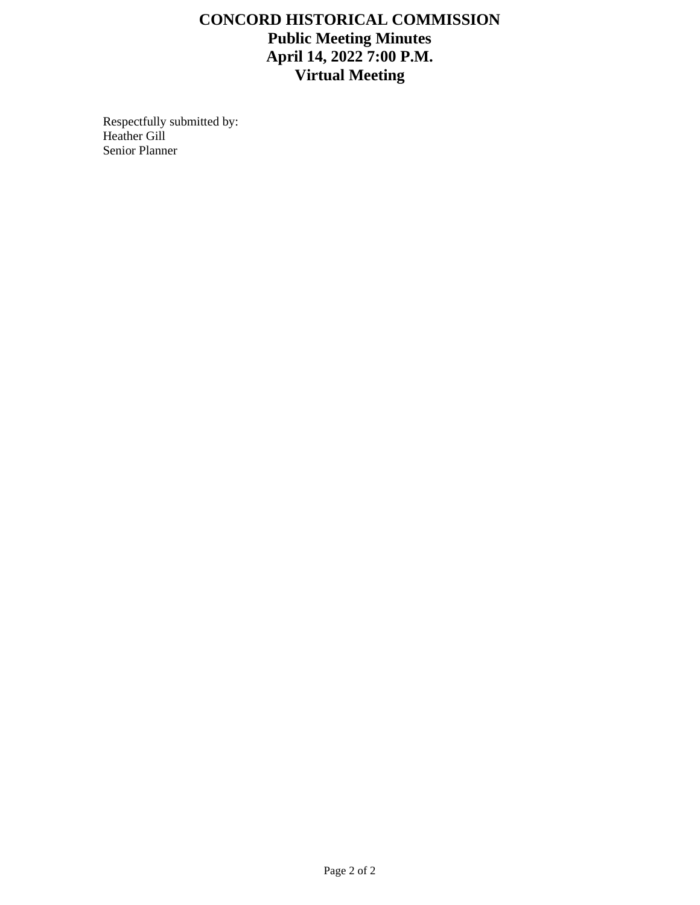Respectfully submitted by:
Heather Gill
Senior Planner